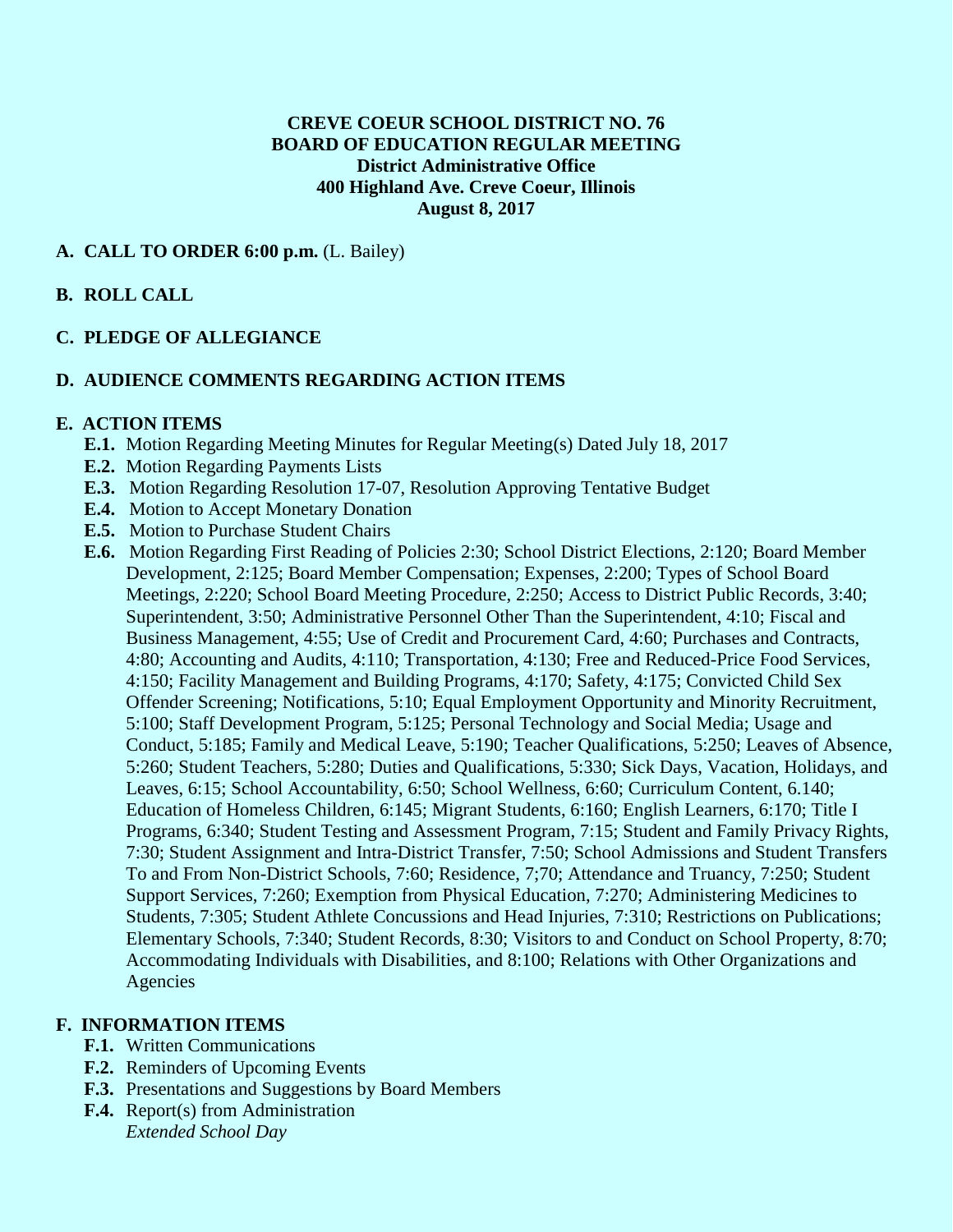**CREVE COEUR SCHOOL DISTRICT NO. 76**
**BOARD OF EDUCATION REGULAR MEETING**
**District Administrative Office**
**400 Highland Ave. Creve Coeur, Illinois**
**August 8, 2017**

**A. CALL TO ORDER 6:00 p.m.** (L. Bailey)

**B. ROLL CALL**

**C. PLEDGE OF ALLEGIANCE**

**D. AUDIENCE COMMENTS REGARDING ACTION ITEMS**

**E. ACTION ITEMS**

- **E.1.** Motion Regarding Meeting Minutes for Regular Meeting(s) Dated July 18, 2017
- **E.2.** Motion Regarding Payments Lists
- **E.3.** Motion Regarding Resolution 17-07, Resolution Approving Tentative Budget
- **E.4.** Motion to Accept Monetary Donation
- **E.5.** Motion to Purchase Student Chairs
- **E.6.** Motion Regarding First Reading of Policies 2:30; School District Elections, 2:120; Board Member Development, 2:125; Board Member Compensation; Expenses, 2:200; Types of School Board Meetings, 2:220; School Board Meeting Procedure, 2:250; Access to District Public Records, 3:40; Superintendent, 3:50; Administrative Personnel Other Than the Superintendent, 4:10; Fiscal and Business Management, 4:55; Use of Credit and Procurement Card, 4:60; Purchases and Contracts, 4:80; Accounting and Audits, 4:110; Transportation, 4:130; Free and Reduced-Price Food Services, 4:150; Facility Management and Building Programs, 4:170; Safety, 4:175; Convicted Child Sex Offender Screening; Notifications, 5:10; Equal Employment Opportunity and Minority Recruitment, 5:100; Staff Development Program, 5:125; Personal Technology and Social Media; Usage and Conduct, 5:185; Family and Medical Leave, 5:190; Teacher Qualifications, 5:250; Leaves of Absence, 5:260; Student Teachers, 5:280; Duties and Qualifications, 5:330; Sick Days, Vacation, Holidays, and Leaves, 6:15; School Accountability, 6:50; School Wellness, 6:60; Curriculum Content, 6.140; Education of Homeless Children, 6:145; Migrant Students, 6:160; English Learners, 6:170; Title I Programs, 6:340; Student Testing and Assessment Program, 7:15; Student and Family Privacy Rights, 7:30; Student Assignment and Intra-District Transfer, 7:50; School Admissions and Student Transfers To and From Non-District Schools, 7:60; Residence, 7;70; Attendance and Truancy, 7:250; Student Support Services, 7:260; Exemption from Physical Education, 7:270; Administering Medicines to Students, 7:305; Student Athlete Concussions and Head Injuries, 7:310; Restrictions on Publications; Elementary Schools, 7:340; Student Records, 8:30; Visitors to and Conduct on School Property, 8:70; Accommodating Individuals with Disabilities, and 8:100; Relations with Other Organizations and Agencies

**F. INFORMATION ITEMS**

- **F.1.** Written Communications
- **F.2.** Reminders of Upcoming Events
- **F.3.** Presentations and Suggestions by Board Members
- **F.4.** Report(s) from Administration
  *Extended School Day*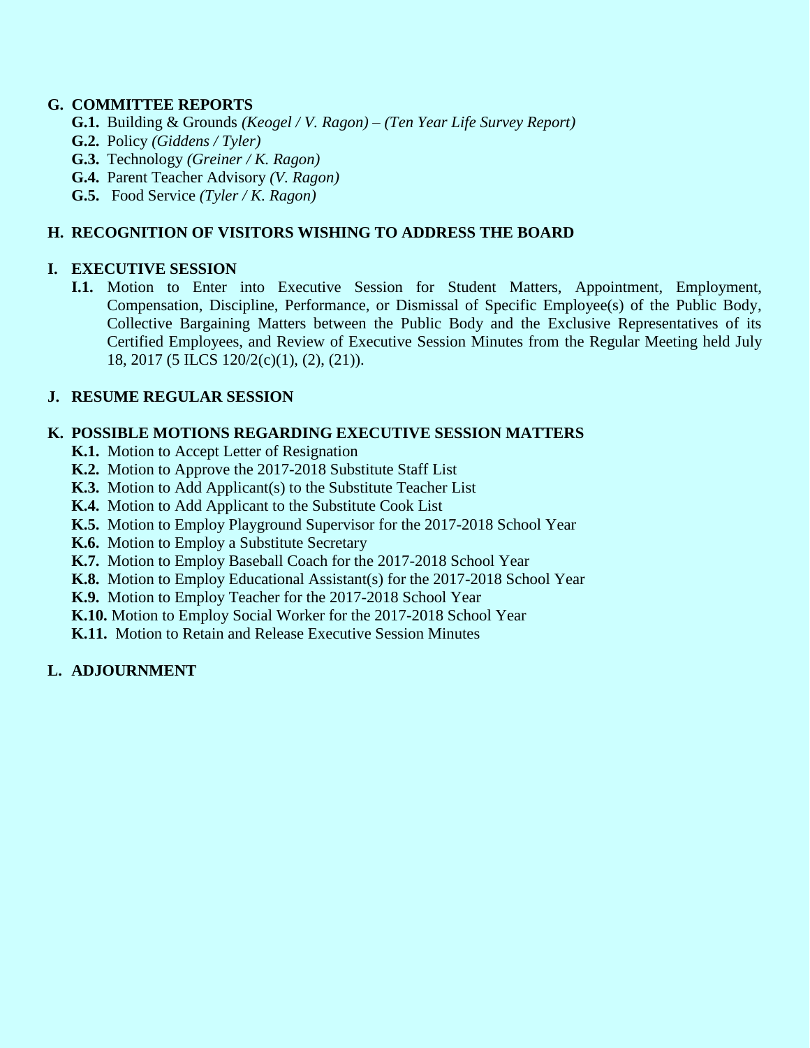## G. COMMITTEE REPORTS

- **G.1.** Building & Grounds *(Keogel / V. Ragon) – (Ten Year Life Survey Report)*
- **G.2.** Policy *(Giddens / Tyler)*
- **G.3.** Technology *(Greiner / K. Ragon)*
- **G.4.** Parent Teacher Advisory *(V. Ragon)*
- **G.5.** Food Service *(Tyler / K. Ragon)*

## H. RECOGNITION OF VISITORS WISHING TO ADDRESS THE BOARD

## I. EXECUTIVE SESSION

- **I.1.** Motion to Enter into Executive Session for Student Matters, Appointment, Employment, Compensation, Discipline, Performance, or Dismissal of Specific Employee(s) of the Public Body, Collective Bargaining Matters between the Public Body and the Exclusive Representatives of its Certified Employees, and Review of Executive Session Minutes from the Regular Meeting held July 18, 2017 (5 ILCS 120/2(c)(1), (2), (21)).

## J. RESUME REGULAR SESSION

## K. POSSIBLE MOTIONS REGARDING EXECUTIVE SESSION MATTERS

- **K.1.** Motion to Accept Letter of Resignation
- **K.2.** Motion to Approve the 2017-2018 Substitute Staff List
- **K.3.** Motion to Add Applicant(s) to the Substitute Teacher List
- **K.4.** Motion to Add Applicant to the Substitute Cook List
- **K.5.** Motion to Employ Playground Supervisor for the 2017-2018 School Year
- **K.6.** Motion to Employ a Substitute Secretary
- **K.7.** Motion to Employ Baseball Coach for the 2017-2018 School Year
- **K.8.** Motion to Employ Educational Assistant(s) for the 2017-2018 School Year
- **K.9.** Motion to Employ Teacher for the 2017-2018 School Year
- **K.10.** Motion to Employ Social Worker for the 2017-2018 School Year
- **K.11.** Motion to Retain and Release Executive Session Minutes

## L. ADJOURNMENT